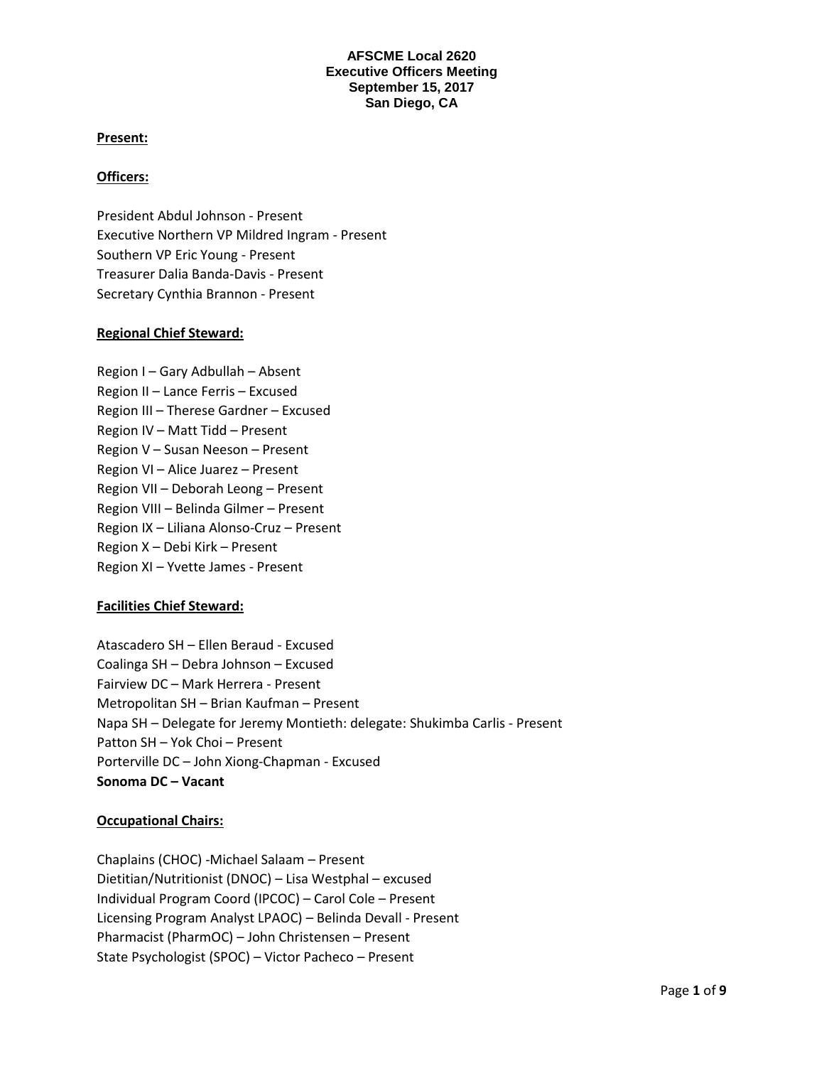**AFSCME Local 2620**
**Executive Officers Meeting**
**September 15, 2017**
**San Diego, CA**

**Present:**

**Officers:**

President Abdul Johnson - Present
Executive Northern VP Mildred Ingram - Present
Southern VP Eric Young - Present
Treasurer Dalia Banda-Davis - Present
Secretary Cynthia Brannon - Present

**Regional Chief Steward:**

Region I – Gary Adbullah – Absent
Region II – Lance Ferris – Excused
Region III – Therese Gardner – Excused
Region IV – Matt Tidd – Present
Region V – Susan Neeson – Present
Region VI – Alice Juarez – Present
Region VII – Deborah Leong – Present
Region VIII – Belinda Gilmer – Present
Region IX – Liliana Alonso-Cruz – Present
Region X – Debi Kirk – Present
Region XI – Yvette James - Present

**Facilities Chief Steward:**

Atascadero SH – Ellen Beraud - Excused
Coalinga SH – Debra Johnson – Excused
Fairview DC – Mark Herrera - Present
Metropolitan SH – Brian Kaufman – Present
Napa SH – Delegate for Jeremy Montieth: delegate: Shukimba Carlis - Present
Patton SH – Yok Choi – Present
Porterville DC – John Xiong-Chapman - Excused
**Sonoma DC – Vacant**

**Occupational Chairs:**

Chaplains (CHOC) -Michael Salaam – Present
Dietitian/Nutritionist (DNOC) – Lisa Westphal – excused
Individual Program Coord (IPCOC) – Carol Cole – Present
Licensing Program Analyst LPAOC) – Belinda Devall - Present
Pharmacist (PharmOC) – John Christensen – Present
State Psychologist (SPOC) – Victor Pacheco – Present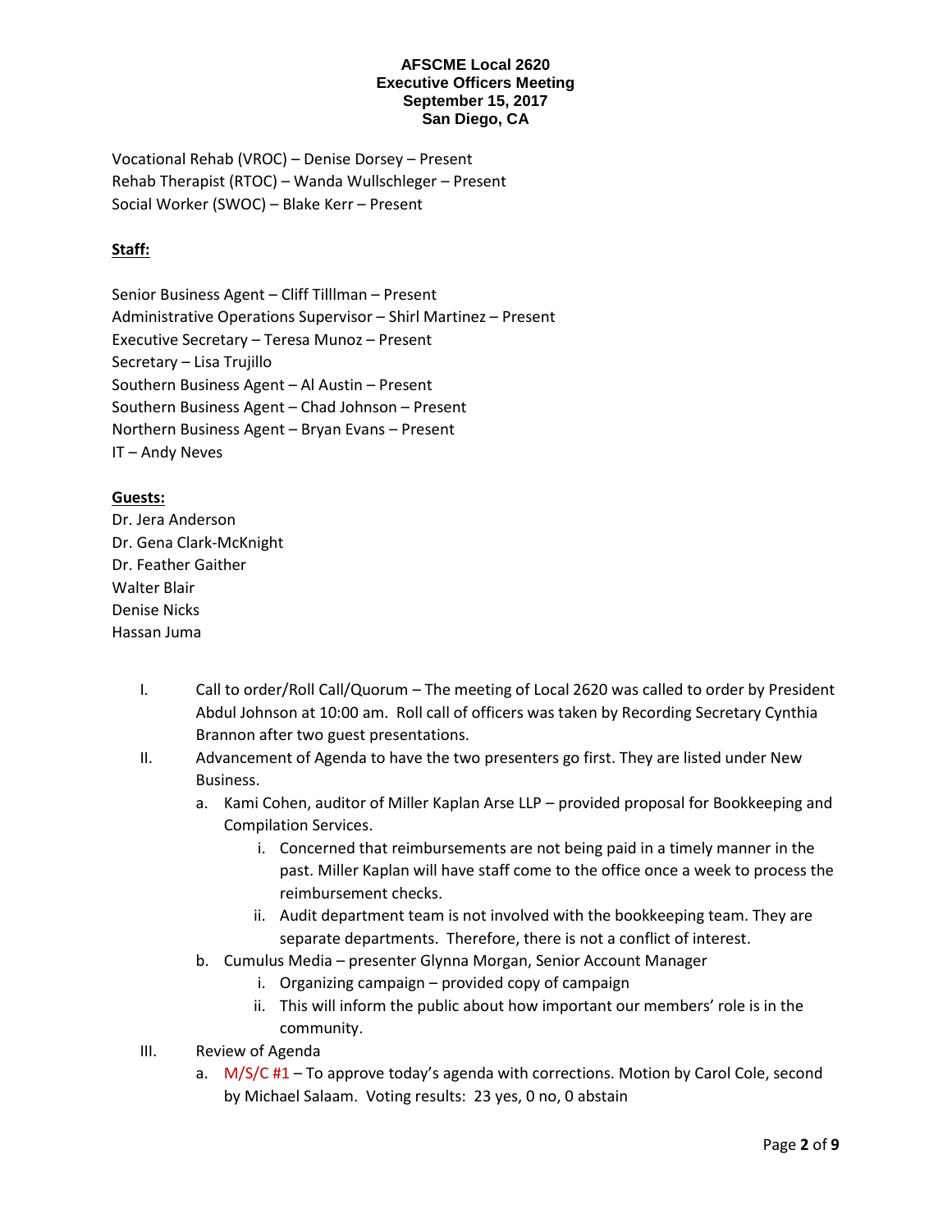**AFSCME Local 2620**
**Executive Officers Meeting**
**September 15, 2017**
**San Diego, CA**

Vocational Rehab (VROC) – Denise Dorsey – Present
Rehab Therapist (RTOC) – Wanda Wullschleger – Present
Social Worker (SWOC) – Blake Kerr – Present

**Staff:**

Senior Business Agent – Cliff Tilllman – Present
Administrative Operations Supervisor – Shirl Martinez – Present
Executive Secretary – Teresa Munoz – Present
Secretary – Lisa Trujillo
Southern Business Agent – Al Austin – Present
Southern Business Agent – Chad Johnson – Present
Northern Business Agent – Bryan Evans – Present
IT – Andy Neves

**Guests:**

Dr. Jera Anderson
Dr. Gena Clark-McKnight
Dr. Feather Gaither
Walter Blair
Denise Nicks
Hassan Juma

I. Call to order/Roll Call/Quorum – The meeting of Local 2620 was called to order by President Abdul Johnson at 10:00 am. Roll call of officers was taken by Recording Secretary Cynthia Brannon after two guest presentations.

II. Advancement of Agenda to have the two presenters go first. They are listed under New Business.
   a. Kami Cohen, auditor of Miller Kaplan Arse LLP – provided proposal for Bookkeeping and Compilation Services.
      i. Concerned that reimbursements are not being paid in a timely manner in the past. Miller Kaplan will have staff come to the office once a week to process the reimbursement checks.
      ii. Audit department team is not involved with the bookkeeping team. They are separate departments. Therefore, there is not a conflict of interest.
   b. Cumulus Media – presenter Glynna Morgan, Senior Account Manager
      i. Organizing campaign – provided copy of campaign
      ii. This will inform the public about how important our members' role is in the community.

III. Review of Agenda
   a. M/S/C #1 – To approve today's agenda with corrections. Motion by Carol Cole, second by Michael Salaam. Voting results: 23 yes, 0 no, 0 abstain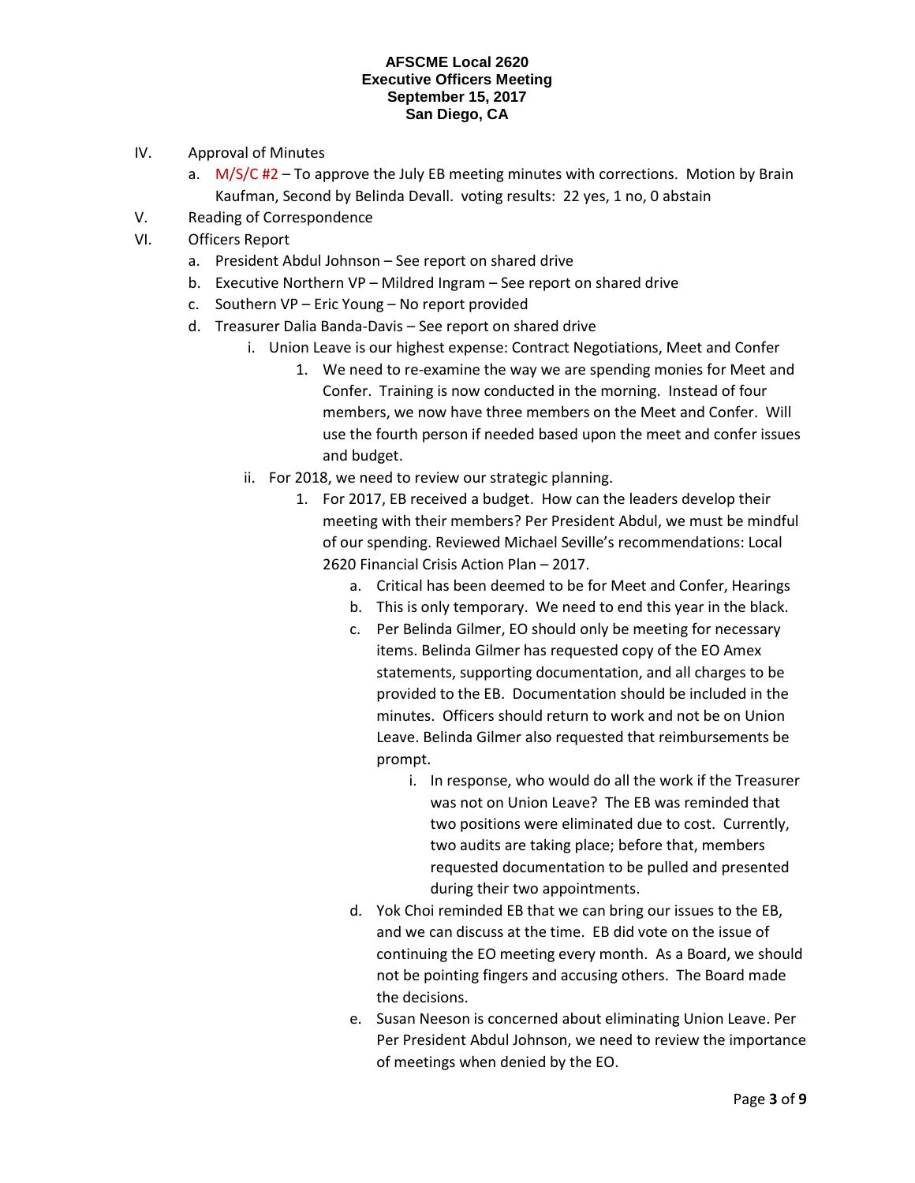**AFSCME Local 2620**
**Executive Officers Meeting**
**September 15, 2017**
**San Diego, CA**

IV. Approval of Minutes
   a. M/S/C #2 – To approve the July EB meeting minutes with corrections. Motion by Brain Kaufman, Second by Belinda Devall. voting results: 22 yes, 1 no, 0 abstain

V. Reading of Correspondence

VI. Officers Report
   a. President Abdul Johnson – See report on shared drive
   b. Executive Northern VP – Mildred Ingram – See report on shared drive
   c. Southern VP – Eric Young – No report provided
   d. Treasurer Dalia Banda-Davis – See report on shared drive
      i. Union Leave is our highest expense: Contract Negotiations, Meet and Confer
         1. We need to re-examine the way we are spending monies for Meet and Confer. Training is now conducted in the morning. Instead of four members, we now have three members on the Meet and Confer. Will use the fourth person if needed based upon the meet and confer issues and budget.
      ii. For 2018, we need to review our strategic planning.
         1. For 2017, EB received a budget. How can the leaders develop their meeting with their members? Per President Abdul, we must be mindful of our spending. Reviewed Michael Seville's recommendations: Local 2620 Financial Crisis Action Plan – 2017.
            a. Critical has been deemed to be for Meet and Confer, Hearings
            b. This is only temporary. We need to end this year in the black.
            c. Per Belinda Gilmer, EO should only be meeting for necessary items. Belinda Gilmer has requested copy of the EO Amex statements, supporting documentation, and all charges to be provided to the EB. Documentation should be included in the minutes. Officers should return to work and not be on Union Leave. Belinda Gilmer also requested that reimbursements be prompt.
               i. In response, who would do all the work if the Treasurer was not on Union Leave? The EB was reminded that two positions were eliminated due to cost. Currently, two audits are taking place; before that, members requested documentation to be pulled and presented during their two appointments.
            d. Yok Choi reminded EB that we can bring our issues to the EB, and we can discuss at the time. EB did vote on the issue of continuing the EO meeting every month. As a Board, we should not be pointing fingers and accusing others. The Board made the decisions.
            e. Susan Neeson is concerned about eliminating Union Leave. Per Per President Abdul Johnson, we need to review the importance of meetings when denied by the EO.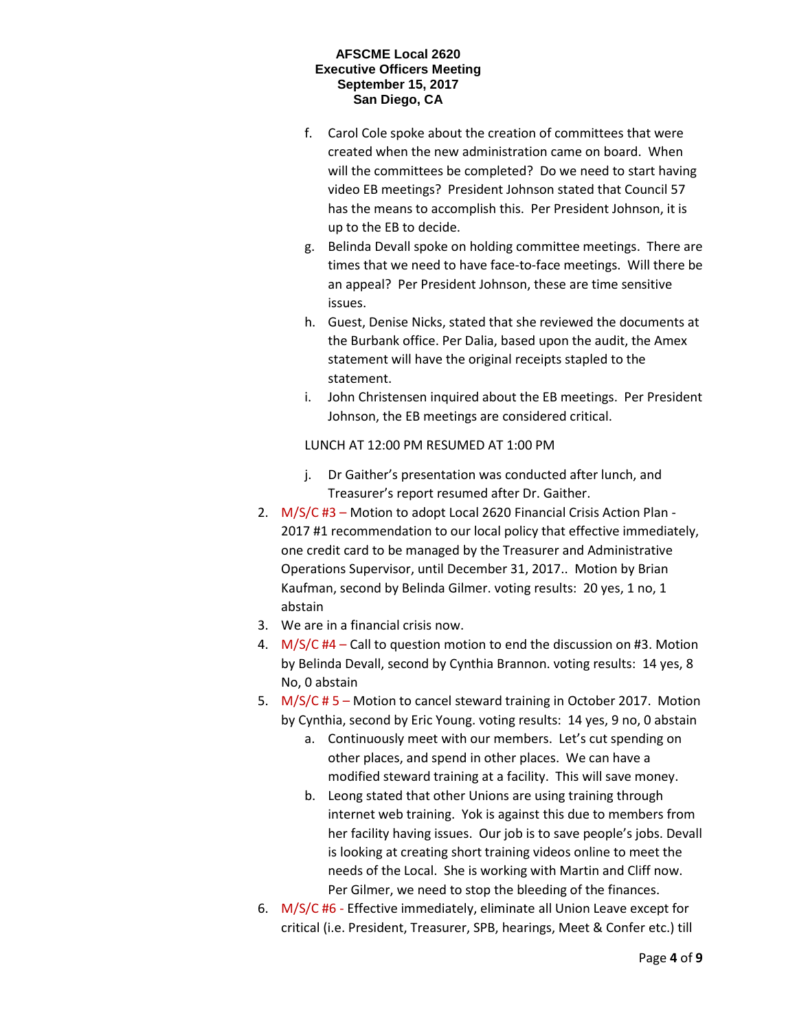f. Carol Cole spoke about the creation of committees that were created when the new administration came on board. When will the committees be completed? Do we need to start having video EB meetings? President Johnson stated that Council 57 has the means to accomplish this. Per President Johnson, it is up to the EB to decide.

g. Belinda Devall spoke on holding committee meetings. There are times that we need to have face-to-face meetings. Will there be an appeal? Per President Johnson, these are time sensitive issues.

h. Guest, Denise Nicks, stated that she reviewed the documents at the Burbank office. Per Dalia, based upon the audit, the Amex statement will have the original receipts stapled to the statement.

i. John Christensen inquired about the EB meetings. Per President Johnson, the EB meetings are considered critical.

LUNCH AT 12:00 PM RESUMED AT 1:00 PM

j. Dr Gaither's presentation was conducted after lunch, and Treasurer's report resumed after Dr. Gaither.

2. M/S/C #3 – Motion to adopt Local 2620 Financial Crisis Action Plan - 2017 #1 recommendation to our local policy that effective immediately, one credit card to be managed by the Treasurer and Administrative Operations Supervisor, until December 31, 2017.. Motion by Brian Kaufman, second by Belinda Gilmer. voting results: 20 yes, 1 no, 1 abstain
3. We are in a financial crisis now.
4. M/S/C #4 – Call to question motion to end the discussion on #3. Motion by Belinda Devall, second by Cynthia Brannon. voting results: 14 yes, 8 No, 0 abstain
5. M/S/C # 5 – Motion to cancel steward training in October 2017. Motion by Cynthia, second by Eric Young. voting results: 14 yes, 9 no, 0 abstain
   a. Continuously meet with our members. Let's cut spending on other places, and spend in other places. We can have a modified steward training at a facility. This will save money.
   b. Leong stated that other Unions are using training through internet web training. Yok is against this due to members from her facility having issues. Our job is to save people's jobs. Devall is looking at creating short training videos online to meet the needs of the Local. She is working with Martin and Cliff now. Per Gilmer, we need to stop the bleeding of the finances.
6. M/S/C #6 - Effective immediately, eliminate all Union Leave except for critical (i.e. President, Treasurer, SPB, hearings, Meet & Confer etc.) till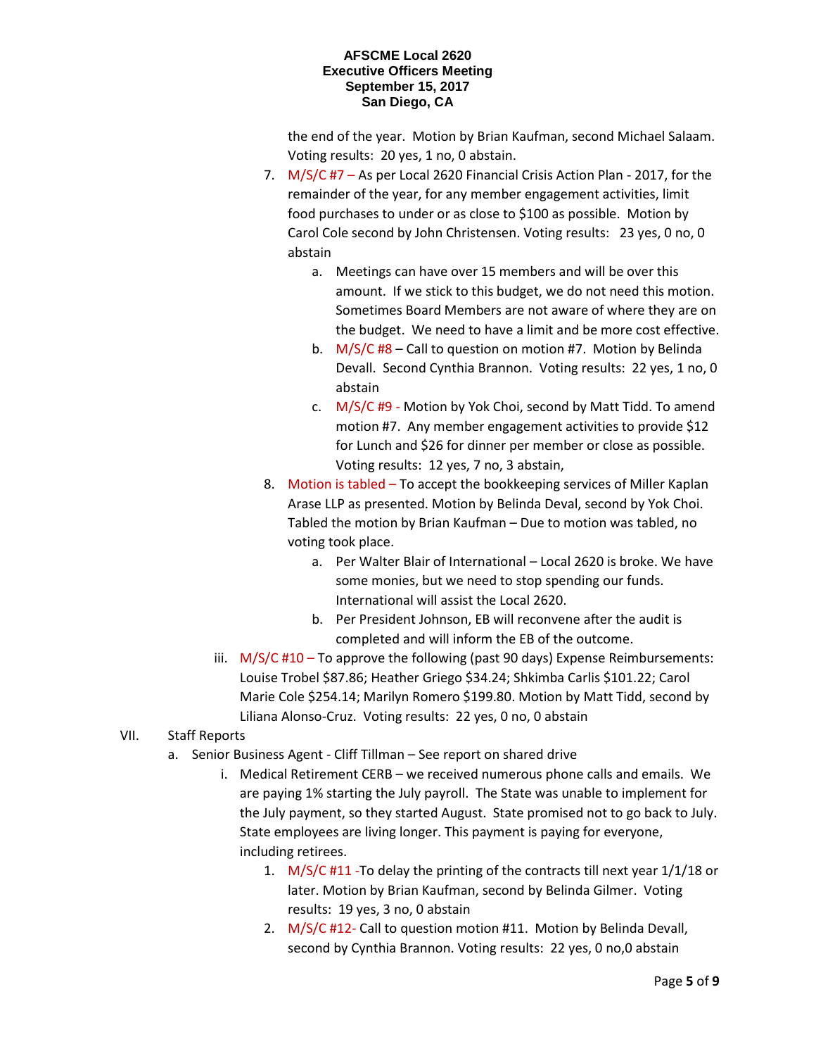the end of the year. Motion by Brian Kaufman, second Michael Salaam. Voting results: 20 yes, 1 no, 0 abstain.

7. M/S/C #7 – As per Local 2620 Financial Crisis Action Plan - 2017, for the remainder of the year, for any member engagement activities, limit food purchases to under or as close to $100 as possible. Motion by Carol Cole second by John Christensen. Voting results: 23 yes, 0 no, 0 abstain
   a. Meetings can have over 15 members and will be over this amount. If we stick to this budget, we do not need this motion. Sometimes Board Members are not aware of where they are on the budget. We need to have a limit and be more cost effective.
   b. M/S/C #8 – Call to question on motion #7. Motion by Belinda Devall. Second Cynthia Brannon. Voting results: 22 yes, 1 no, 0 abstain
   c. M/S/C #9 - Motion by Yok Choi, second by Matt Tidd. To amend motion #7. Any member engagement activities to provide $12 for Lunch and $26 for dinner per member or close as possible. Voting results: 12 yes, 7 no, 3 abstain,
8. Motion is tabled – To accept the bookkeeping services of Miller Kaplan Arase LLP as presented. Motion by Belinda Deval, second by Yok Choi. Tabled the motion by Brian Kaufman – Due to motion was tabled, no voting took place.
   a. Per Walter Blair of International – Local 2620 is broke. We have some monies, but we need to stop spending our funds. International will assist the Local 2620.
   b. Per President Johnson, EB will reconvene after the audit is completed and will inform the EB of the outcome.

iii. M/S/C #10 – To approve the following (past 90 days) Expense Reimbursements: Louise Trobel $87.86; Heather Griego $34.24; Shkimba Carlis $101.22; Carol Marie Cole $254.14; Marilyn Romero $199.80. Motion by Matt Tidd, second by Liliana Alonso-Cruz. Voting results: 22 yes, 0 no, 0 abstain

VII. Staff Reports

a. Senior Business Agent - Cliff Tillman – See report on shared drive

i. Medical Retirement CERB – we received numerous phone calls and emails. We are paying 1% starting the July payroll. The State was unable to implement for the July payment, so they started August. State promised not to go back to July. State employees are living longer. This payment is paying for everyone, including retirees.

1. M/S/C #11 -To delay the printing of the contracts till next year 1/1/18 or later. Motion by Brian Kaufman, second by Belinda Gilmer. Voting results: 19 yes, 3 no, 0 abstain
2. M/S/C #12- Call to question motion #11. Motion by Belinda Devall, second by Cynthia Brannon. Voting results: 22 yes, 0 no,0 abstain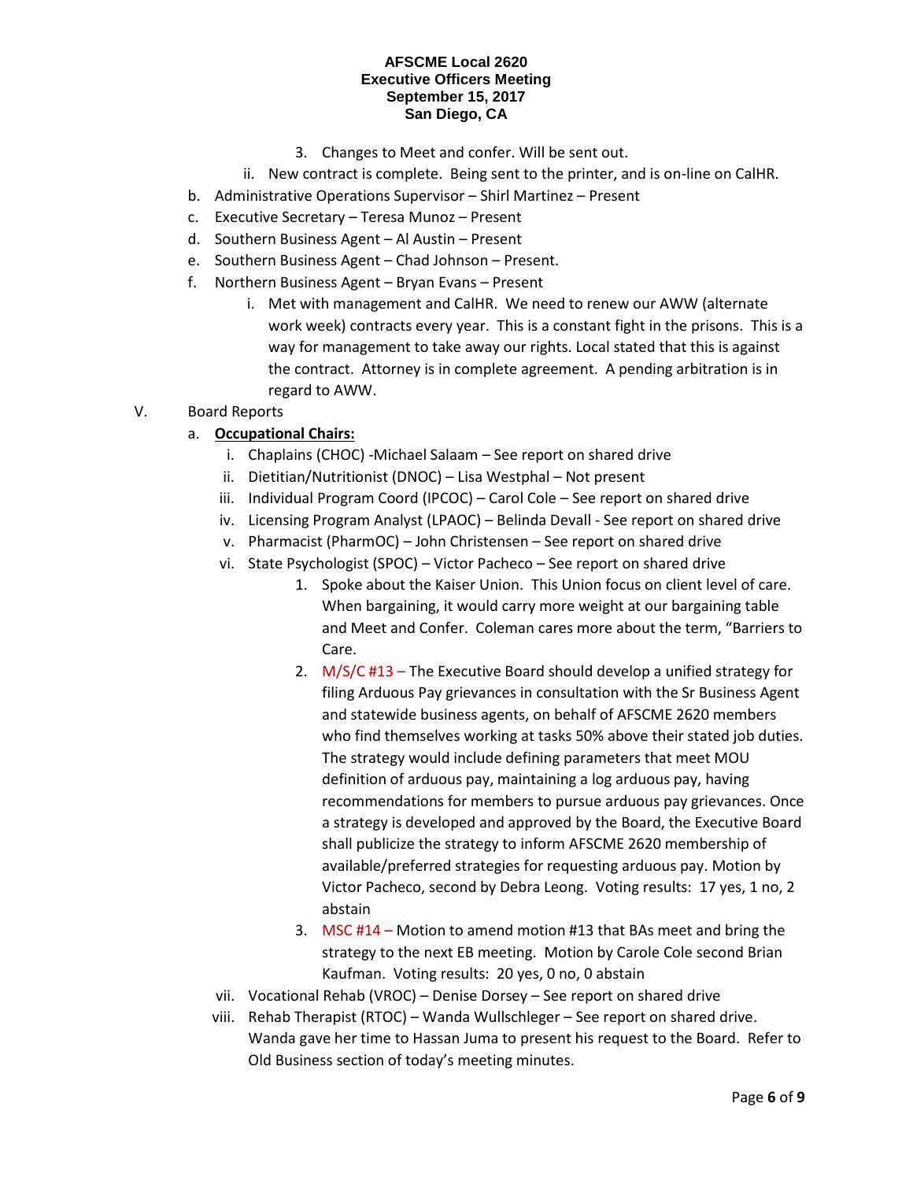3. Changes to Meet and confer. Will be sent out.

ii. New contract is complete. Being sent to the printer, and is on-line on CalHR.

b. Administrative Operations Supervisor – Shirl Martinez – Present

c. Executive Secretary – Teresa Munoz – Present

d. Southern Business Agent – Al Austin – Present

e. Southern Business Agent – Chad Johnson – Present.

f. Northern Business Agent – Bryan Evans – Present

  i. Met with management and CalHR. We need to renew our AWW (alternate work week) contracts every year. This is a constant fight in the prisons. This is a way for management to take away our rights. Local stated that this is against the contract. Attorney is in complete agreement. A pending arbitration is in regard to AWW.

V. Board Reports

a. **Occupational Chairs:**

  i. Chaplains (CHOC) -Michael Salaam – See report on shared drive

  ii. Dietitian/Nutritionist (DNOC) – Lisa Westphal – Not present

  iii. Individual Program Coord (IPCOC) – Carol Cole – See report on shared drive

  iv. Licensing Program Analyst (LPAOC) – Belinda Devall - See report on shared drive

  v. Pharmacist (PharmOC) – John Christensen – See report on shared drive

  vi. State Psychologist (SPOC) – Victor Pacheco – See report on shared drive

    1. Spoke about the Kaiser Union. This Union focus on client level of care. When bargaining, it would carry more weight at our bargaining table and Meet and Confer. Coleman cares more about the term, "Barriers to Care.

    2. M/S/C #13 – The Executive Board should develop a unified strategy for filing Arduous Pay grievances in consultation with the Sr Business Agent and statewide business agents, on behalf of AFSCME 2620 members who find themselves working at tasks 50% above their stated job duties. The strategy would include defining parameters that meet MOU definition of arduous pay, maintaining a log arduous pay, having recommendations for members to pursue arduous pay grievances. Once a strategy is developed and approved by the Board, the Executive Board shall publicize the strategy to inform AFSCME 2620 membership of available/preferred strategies for requesting arduous pay. Motion by Victor Pacheco, second by Debra Leong. Voting results: 17 yes, 1 no, 2 abstain

    3. MSC #14 – Motion to amend motion #13 that BAs meet and bring the strategy to the next EB meeting. Motion by Carole Cole second Brian Kaufman. Voting results: 20 yes, 0 no, 0 abstain

  vii. Vocational Rehab (VROC) – Denise Dorsey – See report on shared drive

  viii. Rehab Therapist (RTOC) – Wanda Wullschleger – See report on shared drive. Wanda gave her time to Hassan Juma to present his request to the Board. Refer to Old Business section of today's meeting minutes.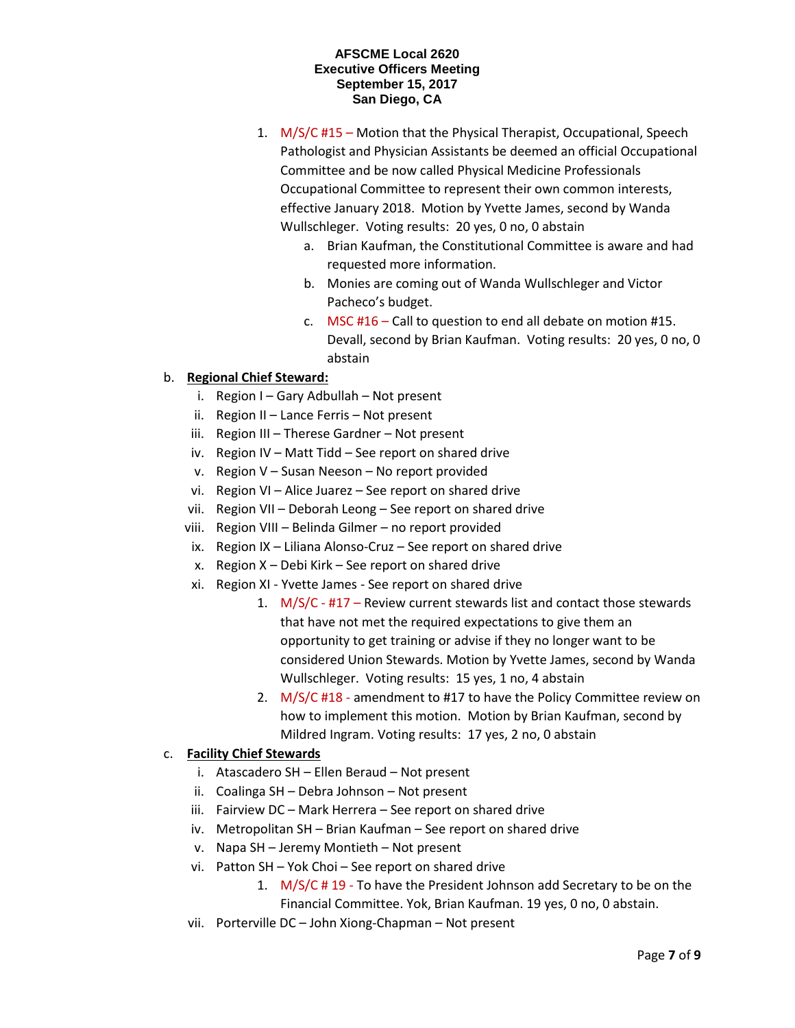**AFSCME Local 2620**
**Executive Officers Meeting**
**September 15, 2017**
**San Diego, CA**

1. M/S/C #15 – Motion that the Physical Therapist, Occupational, Speech Pathologist and Physician Assistants be deemed an official Occupational Committee and be now called Physical Medicine Professionals Occupational Committee to represent their own common interests, effective January 2018. Motion by Yvette James, second by Wanda Wullschleger. Voting results: 20 yes, 0 no, 0 abstain
   a. Brian Kaufman, the Constitutional Committee is aware and had requested more information.
   b. Monies are coming out of Wanda Wullschleger and Victor Pacheco's budget.
   c. MSC #16 – Call to question to end all debate on motion #15. Devall, second by Brian Kaufman. Voting results: 20 yes, 0 no, 0 abstain

b. **Regional Chief Steward:**

   i. Region I – Gary Adbullah – Not present
   ii. Region II – Lance Ferris – Not present
   iii. Region III – Therese Gardner – Not present
   iv. Region IV – Matt Tidd – See report on shared drive
   v. Region V – Susan Neeson – No report provided
   vi. Region VI – Alice Juarez – See report on shared drive
   vii. Region VII – Deborah Leong – See report on shared drive
   viii. Region VIII – Belinda Gilmer – no report provided
   ix. Region IX – Liliana Alonso-Cruz – See report on shared drive
   x. Region X – Debi Kirk – See report on shared drive
   xi. Region XI - Yvette James - See report on shared drive
      1. M/S/C - #17 – Review current stewards list and contact those stewards that have not met the required expectations to give them an opportunity to get training or advise if they no longer want to be considered Union Stewards. Motion by Yvette James, second by Wanda Wullschleger. Voting results: 15 yes, 1 no, 4 abstain
      2. M/S/C #18 - amendment to #17 to have the Policy Committee review on how to implement this motion. Motion by Brian Kaufman, second by Mildred Ingram. Voting results: 17 yes, 2 no, 0 abstain

c. **Facility Chief Stewards**

   i. Atascadero SH – Ellen Beraud – Not present
   ii. Coalinga SH – Debra Johnson – Not present
   iii. Fairview DC – Mark Herrera – See report on shared drive
   iv. Metropolitan SH – Brian Kaufman – See report on shared drive
   v. Napa SH – Jeremy Montieth – Not present
   vi. Patton SH – Yok Choi – See report on shared drive
      1. M/S/C # 19 - To have the President Johnson add Secretary to be on the Financial Committee. Yok, Brian Kaufman. 19 yes, 0 no, 0 abstain.
   vii. Porterville DC – John Xiong-Chapman – Not present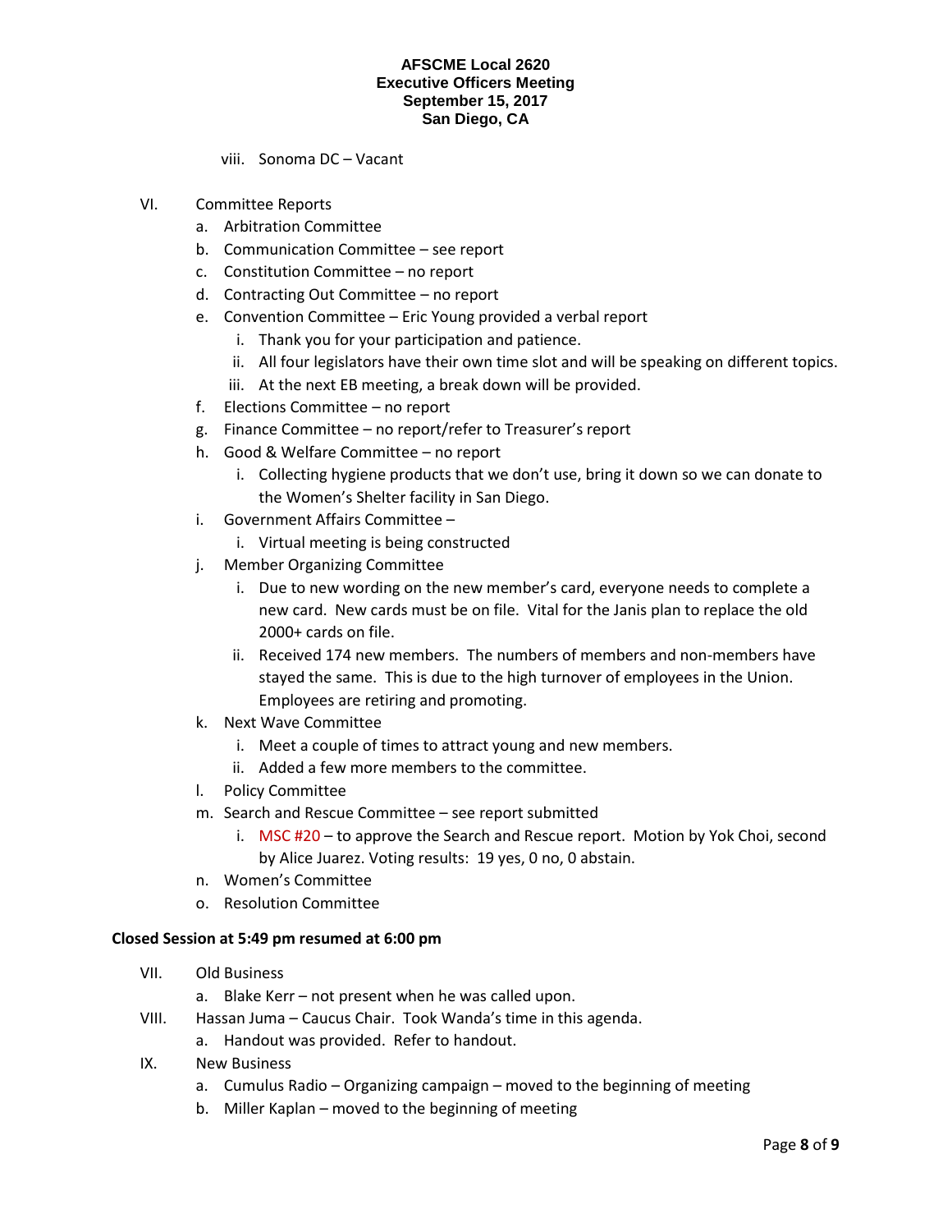viii. Sonoma DC – Vacant

VI. Committee Reports
   a. Arbitration Committee
   b. Communication Committee – see report
   c. Constitution Committee – no report
   d. Contracting Out Committee – no report
   e. Convention Committee – Eric Young provided a verbal report
      i. Thank you for your participation and patience.
      ii. All four legislators have their own time slot and will be speaking on different topics.
      iii. At the next EB meeting, a break down will be provided.
   f. Elections Committee – no report
   g. Finance Committee – no report/refer to Treasurer's report
   h. Good & Welfare Committee – no report
      i. Collecting hygiene products that we don't use, bring it down so we can donate to the Women's Shelter facility in San Diego.
   i. Government Affairs Committee –
      i. Virtual meeting is being constructed
   j. Member Organizing Committee
      i. Due to new wording on the new member's card, everyone needs to complete a new card. New cards must be on file. Vital for the Janis plan to replace the old 2000+ cards on file.
      ii. Received 174 new members. The numbers of members and non-members have stayed the same. This is due to the high turnover of employees in the Union. Employees are retiring and promoting.
   k. Next Wave Committee
      i. Meet a couple of times to attract young and new members.
      ii. Added a few more members to the committee.
   l. Policy Committee
   m. Search and Rescue Committee – see report submitted
      i. MSC #20 – to approve the Search and Rescue report. Motion by Yok Choi, second by Alice Juarez. Voting results: 19 yes, 0 no, 0 abstain.
   n. Women's Committee
   o. Resolution Committee

**Closed Session at 5:49 pm resumed at 6:00 pm**

VII. Old Business
   a. Blake Kerr – not present when he was called upon.

VIII. Hassan Juma – Caucus Chair. Took Wanda's time in this agenda.
   a. Handout was provided. Refer to handout.

IX. New Business
   a. Cumulus Radio – Organizing campaign – moved to the beginning of meeting
   b. Miller Kaplan – moved to the beginning of meeting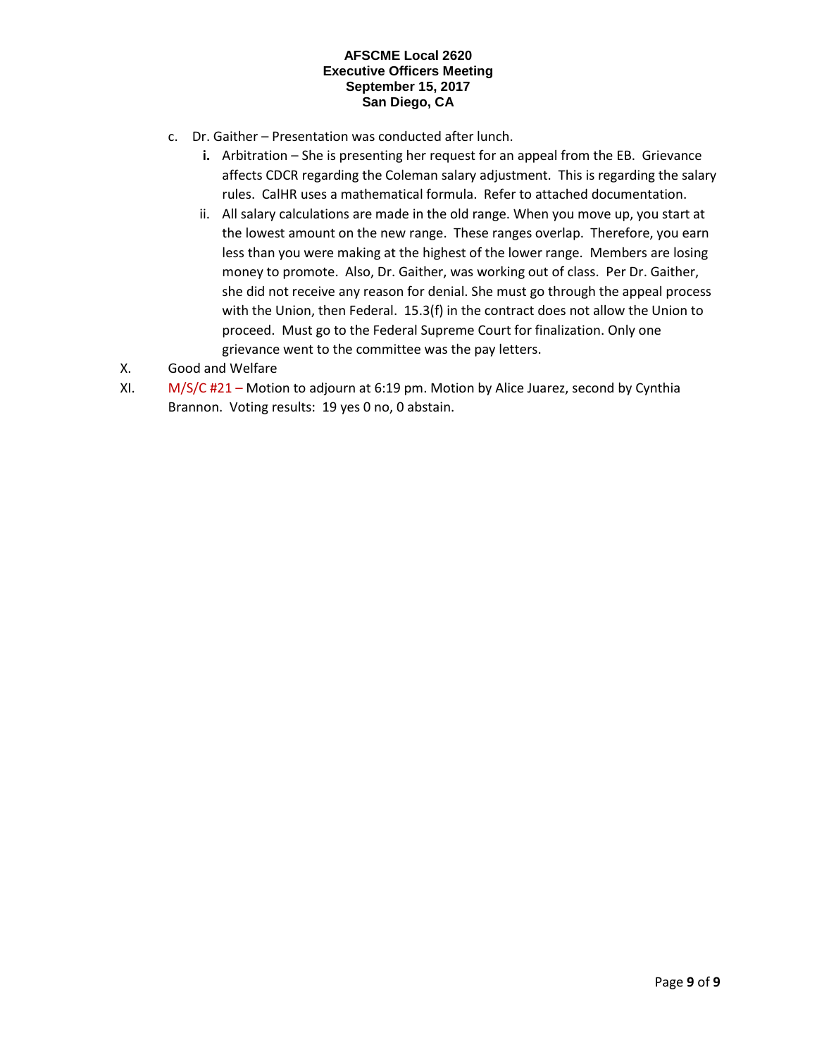c. Dr. Gaither – Presentation was conducted after lunch.

   **i.** Arbitration – She is presenting her request for an appeal from the EB. Grievance affects CDCR regarding the Coleman salary adjustment. This is regarding the salary rules. CalHR uses a mathematical formula. Refer to attached documentation.

   ii. All salary calculations are made in the old range. When you move up, you start at the lowest amount on the new range. These ranges overlap. Therefore, you earn less than you were making at the highest of the lower range. Members are losing money to promote. Also, Dr. Gaither, was working out of class. Per Dr. Gaither, she did not receive any reason for denial. She must go through the appeal process with the Union, then Federal. 15.3(f) in the contract does not allow the Union to proceed. Must go to the Federal Supreme Court for finalization. Only one grievance went to the committee was the pay letters.

X. Good and Welfare

XI. M/S/C #21 – Motion to adjourn at 6:19 pm. Motion by Alice Juarez, second by Cynthia Brannon. Voting results: 19 yes 0 no, 0 abstain.